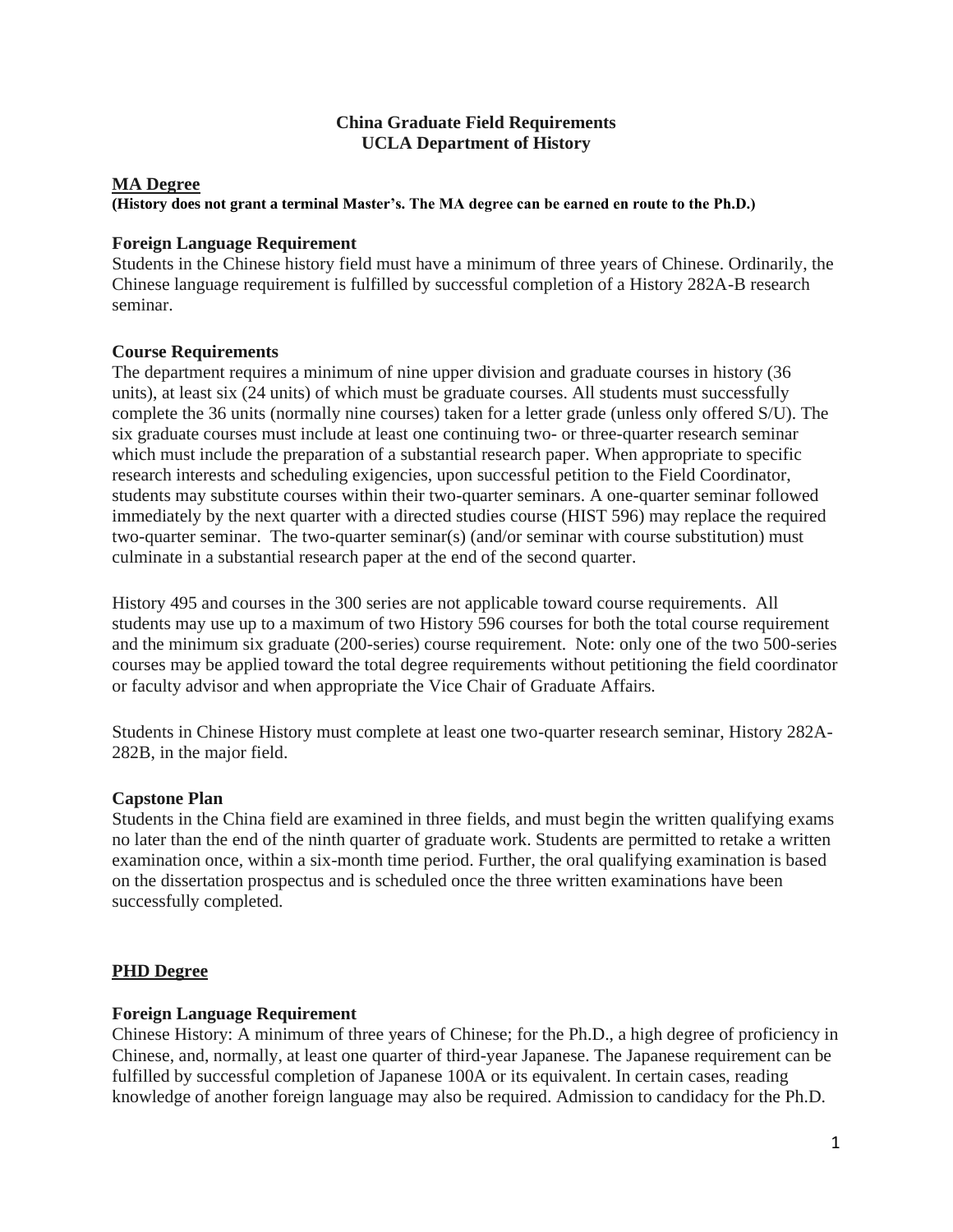# China Graduate Field Requirements
# UCLA Department of History

## MA Degree

**(History does not grant a terminal Master's. The MA degree can be earned en route to the Ph.D.)**

### Foreign Language Requirement

Students in the Chinese history field must have a minimum of three years of Chinese. Ordinarily, the Chinese language requirement is fulfilled by successful completion of a History 282A-B research seminar.

### Course Requirements

The department requires a minimum of nine upper division and graduate courses in history (36 units), at least six (24 units) of which must be graduate courses. All students must successfully complete the 36 units (normally nine courses) taken for a letter grade (unless only offered S/U). The six graduate courses must include at least one continuing two- or three-quarter research seminar which must include the preparation of a substantial research paper. When appropriate to specific research interests and scheduling exigencies, upon successful petition to the Field Coordinator, students may substitute courses within their two-quarter seminars. A one-quarter seminar followed immediately by the next quarter with a directed studies course (HIST 596) may replace the required two-quarter seminar. The two-quarter seminar(s) (and/or seminar with course substitution) must culminate in a substantial research paper at the end of the second quarter.

History 495 and courses in the 300 series are not applicable toward course requirements. All students may use up to a maximum of two History 596 courses for both the total course requirement and the minimum six graduate (200-series) course requirement. Note: only one of the two 500-series courses may be applied toward the total degree requirements without petitioning the field coordinator or faculty advisor and when appropriate the Vice Chair of Graduate Affairs.

Students in Chinese History must complete at least one two-quarter research seminar, History 282A-282B, in the major field.

### Capstone Plan

Students in the China field are examined in three fields, and must begin the written qualifying exams no later than the end of the ninth quarter of graduate work. Students are permitted to retake a written examination once, within a six-month time period. Further, the oral qualifying examination is based on the dissertation prospectus and is scheduled once the three written examinations have been successfully completed.

## PHD Degree

### Foreign Language Requirement

Chinese History: A minimum of three years of Chinese; for the Ph.D., a high degree of proficiency in Chinese, and, normally, at least one quarter of third-year Japanese. The Japanese requirement can be fulfilled by successful completion of Japanese 100A or its equivalent. In certain cases, reading knowledge of another foreign language may also be required. Admission to candidacy for the Ph.D.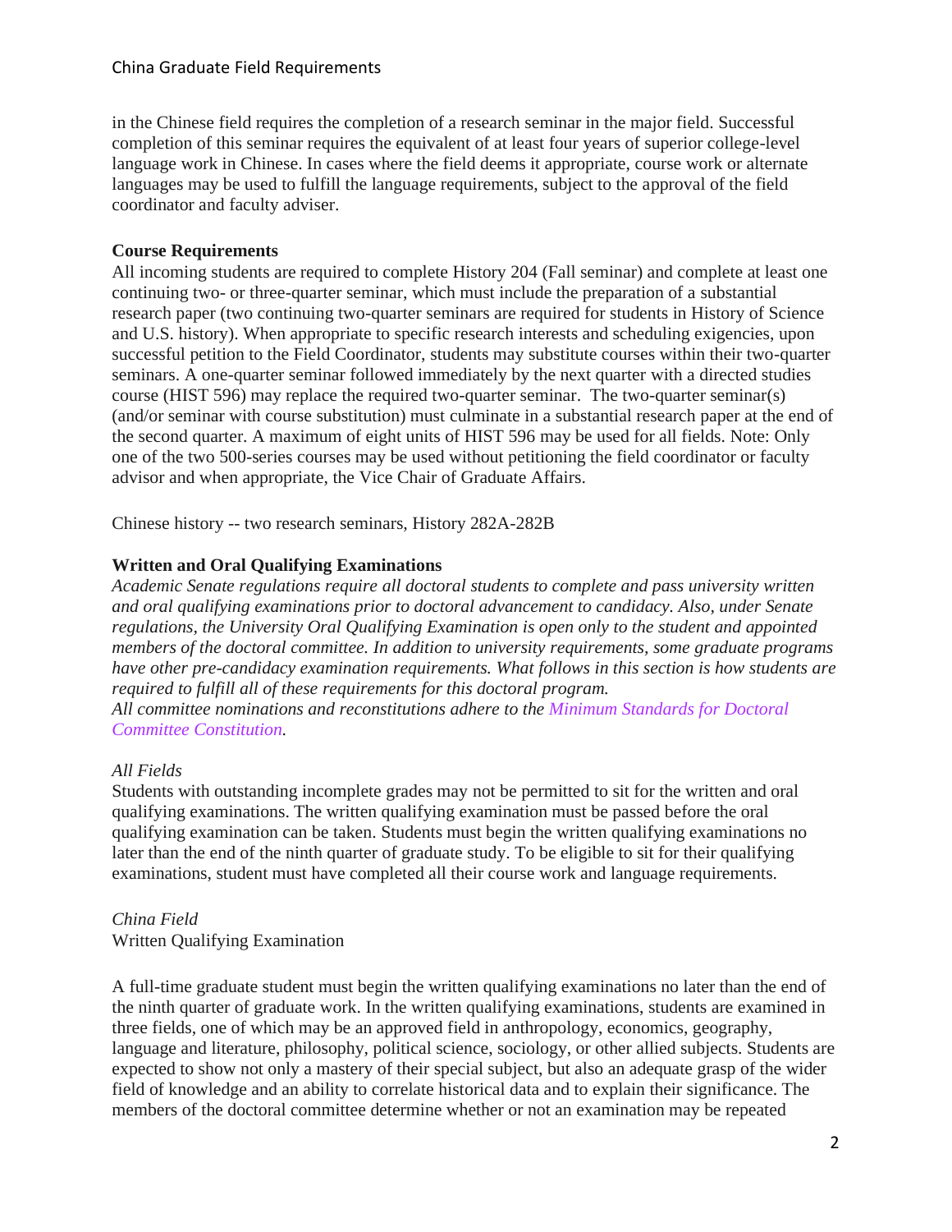in the Chinese field requires the completion of a research seminar in the major field. Successful completion of this seminar requires the equivalent of at least four years of superior college-level language work in Chinese. In cases where the field deems it appropriate, course work or alternate languages may be used to fulfill the language requirements, subject to the approval of the field coordinator and faculty adviser.

**Course Requirements**

All incoming students are required to complete History 204 (Fall seminar) and complete at least one continuing two- or three-quarter seminar, which must include the preparation of a substantial research paper (two continuing two-quarter seminars are required for students in History of Science and U.S. history). When appropriate to specific research interests and scheduling exigencies, upon successful petition to the Field Coordinator, students may substitute courses within their two-quarter seminars. A one-quarter seminar followed immediately by the next quarter with a directed studies course (HIST 596) may replace the required two-quarter seminar. The two-quarter seminar(s) (and/or seminar with course substitution) must culminate in a substantial research paper at the end of the second quarter. A maximum of eight units of HIST 596 may be used for all fields. Note: Only one of the two 500-series courses may be used without petitioning the field coordinator or faculty advisor and when appropriate, the Vice Chair of Graduate Affairs.

Chinese history -- two research seminars, History 282A-282B

**Written and Oral Qualifying Examinations**

*Academic Senate regulations require all doctoral students to complete and pass university written and oral qualifying examinations prior to doctoral advancement to candidacy. Also, under Senate regulations, the University Oral Qualifying Examination is open only to the student and appointed members of the doctoral committee. In addition to university requirements, some graduate programs have other pre-candidacy examination requirements. What follows in this section is how students are required to fulfill all of these requirements for this doctoral program.*

*All committee nominations and reconstitutions adhere to the Minimum Standards for Doctoral Committee Constitution.*

*All Fields*

Students with outstanding incomplete grades may not be permitted to sit for the written and oral qualifying examinations. The written qualifying examination must be passed before the oral qualifying examination can be taken. Students must begin the written qualifying examinations no later than the end of the ninth quarter of graduate study. To be eligible to sit for their qualifying examinations, student must have completed all their course work and language requirements.

*China Field*

Written Qualifying Examination

A full-time graduate student must begin the written qualifying examinations no later than the end of the ninth quarter of graduate work. In the written qualifying examinations, students are examined in three fields, one of which may be an approved field in anthropology, economics, geography, language and literature, philosophy, political science, sociology, or other allied subjects. Students are expected to show not only a mastery of their special subject, but also an adequate grasp of the wider field of knowledge and an ability to correlate historical data and to explain their significance. The members of the doctoral committee determine whether or not an examination may be repeated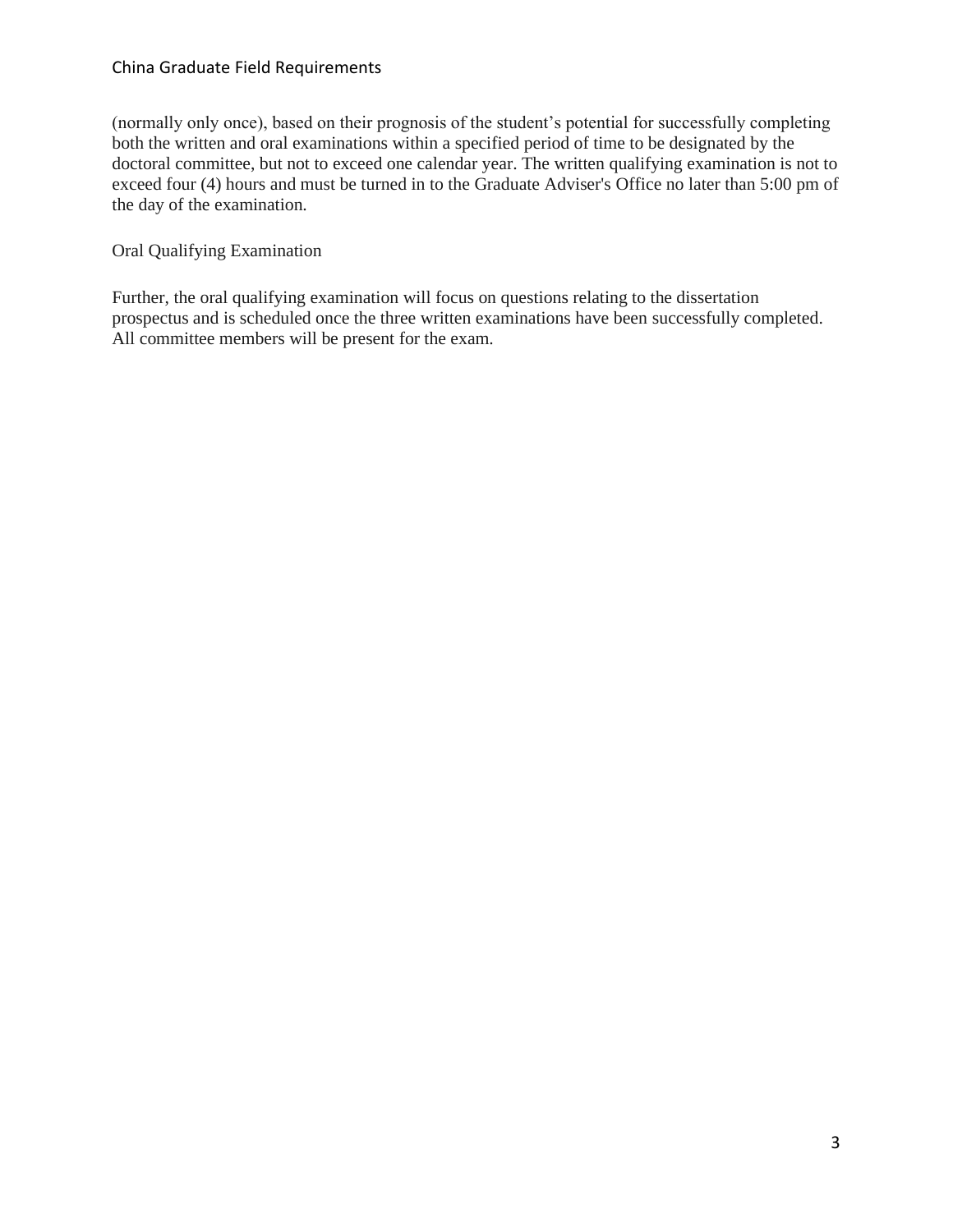(normally only once), based on their prognosis of the student's potential for successfully completing both the written and oral examinations within a specified period of time to be designated by the doctoral committee, but not to exceed one calendar year. The written qualifying examination is not to exceed four (4) hours and must be turned in to the Graduate Adviser's Office no later than 5:00 pm of the day of the examination.

### Oral Qualifying Examination

Further, the oral qualifying examination will focus on questions relating to the dissertation prospectus and is scheduled once the three written examinations have been successfully completed. All committee members will be present for the exam.